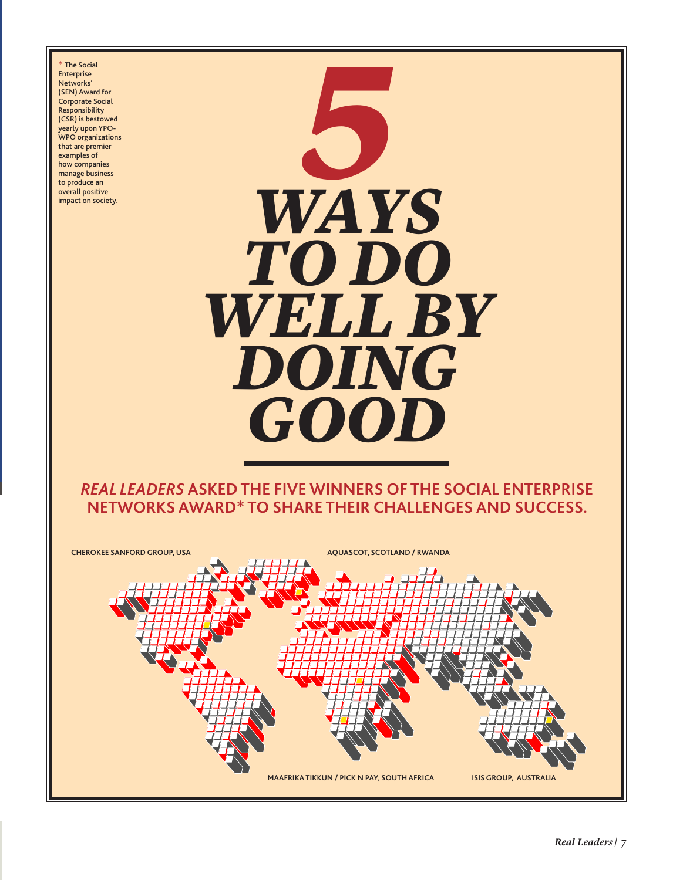* The Social Enterprise Networks' (SEN) Award for Corporate Social Responsibility (CSR) is bestowed yearly upon YPO-WPO organizations that are premier examples of how companies manage business to produce an overall positive impact on society.

# *5 WAYS TO DO WELL BY DOING GOOD*

## *REAL LEADERS* ASKED THE FIVE WINNERS OF THE SOCIAL ENTERPRISE NETWORKS AWARD* TO SHARE THEIR CHALLENGES AND SUCCESS.

CHEROKEE SANFORD GROUP, USA

AQUASCOT, SCOTLAND / RWANDA

MAAFRIKA TIKKUN / PICK N PAY, SOUTH AFRICA

ISIS GROUP, AUSTRALIA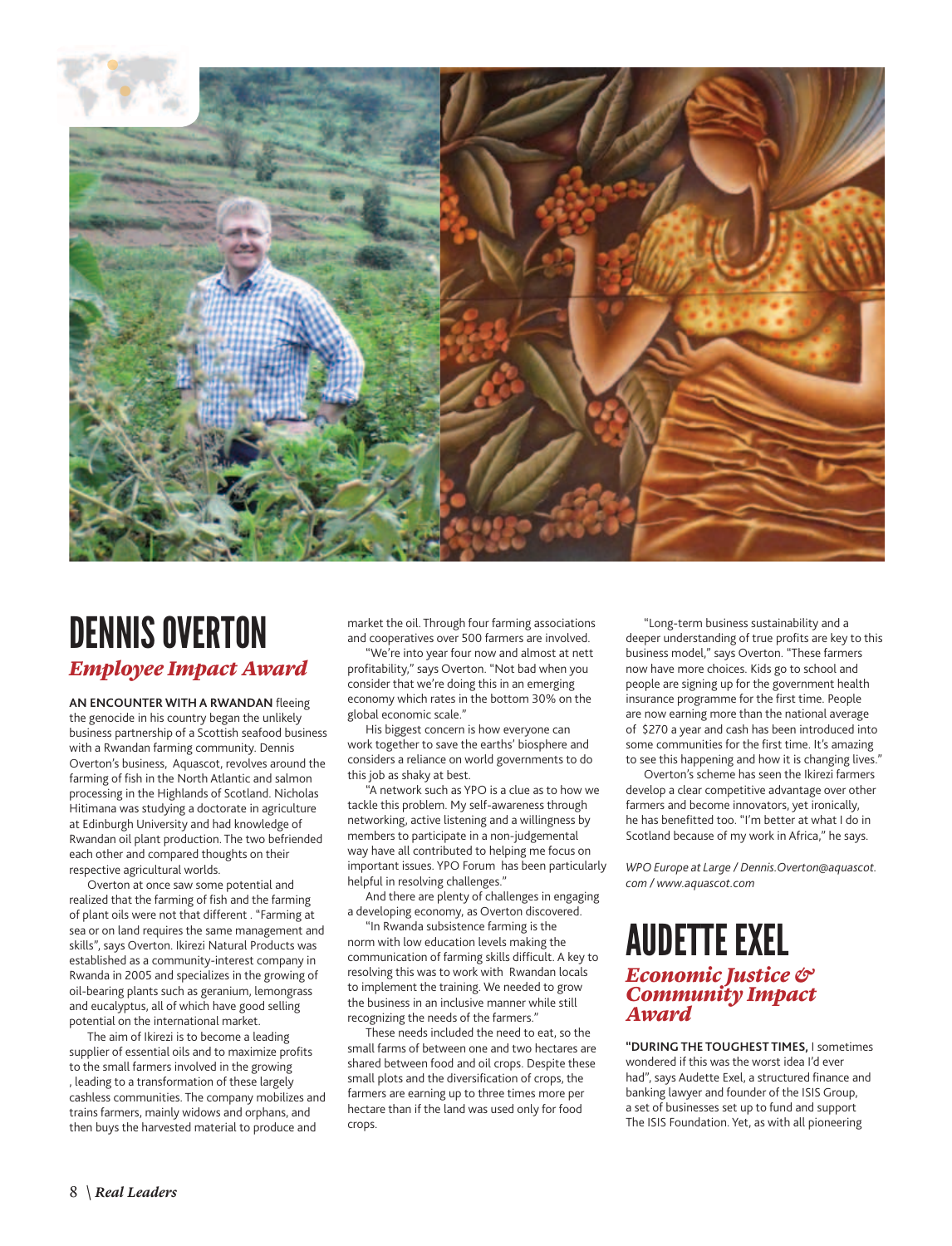# DENNIS OVERTON

## *Employee Impact Award*

**AN ENCOUNTER WITH A RWANDAN** fleeing the genocide in his country began the unlikely business partnership of a Scottish seafood business with a Rwandan farming community. Dennis Overton's business, Aquascot, revolves around the farming of fish in the North Atlantic and salmon processing in the Highlands of Scotland. Nicholas Hitimana was studying a doctorate in agriculture at Edinburgh University and had knowledge of Rwandan oil plant production. The two befriended each other and compared thoughts on their respective agricultural worlds.

Overton at once saw some potential and realized that the farming of fish and the farming of plant oils were not that different . "Farming at sea or on land requires the same management and skills", says Overton. Ikirezi Natural Products was established as a community-interest company in Rwanda in 2005 and specializes in the growing of oil-bearing plants such as geranium, lemongrass and eucalyptus, all of which have good selling potential on the international market.

The aim of Ikirezi is to become a leading supplier of essential oils and to maximize profits to the small farmers involved in the growing , leading to a transformation of these largely cashless communities. The company mobilizes and trains farmers, mainly widows and orphans, and then buys the harvested material to produce and market the oil. Through four farming associations and cooperatives over 500 farmers are involved.

"We're into year four now and almost at nett profitability," says Overton. "Not bad when you consider that we're doing this in an emerging economy which rates in the bottom 30% on the global economic scale."

His biggest concern is how everyone can work together to save the earths' biosphere and considers a reliance on world governments to do this job as shaky at best.

"A network such as YPO is a clue as to how we tackle this problem. My self-awareness through networking, active listening and a willingness by members to participate in a non-judgemental way have all contributed to helping me focus on important issues. YPO Forum has been particularly helpful in resolving challenges."

And there are plenty of challenges in engaging a developing economy, as Overton discovered.

"In Rwanda subsistence farming is the norm with low education levels making the communication of farming skills difficult. A key to resolving this was to work with Rwandan locals to implement the training. We needed to grow the business in an inclusive manner while still recognizing the needs of the farmers."

These needs included the need to eat, so the small farms of between one and two hectares are shared between food and oil crops. Despite these small plots and the diversification of crops, the farmers are earning up to three times more per hectare than if the land was used only for food crops.

"Long-term business sustainability and a deeper understanding of true profits are key to this business model," says Overton. "These farmers now have more choices. Kids go to school and people are signing up for the government health insurance programme for the first time. People are now earning more than the national average of $270 a year and cash has been introduced into some communities for the first time. It's amazing to see this happening and how it is changing lives."

Overton's scheme has seen the Ikirezi farmers develop a clear competitive advantage over other farmers and become innovators, yet ironically, he has benefitted too. "I'm better at what I do in Scotland because of my work in Africa," he says.

*WPO Europe at Large / Dennis.Overton@aquascot.com / www.aquascot.com*

# AUDETTE EXEL

## *Economic Justice & Community Impact Award*

**"DURING THE TOUGHEST TIMES,** I sometimes wondered if this was the worst idea I'd ever had", says Audette Exel, a structured finance and banking lawyer and founder of the ISIS Group, a set of businesses set up to fund and support The ISIS Foundation. Yet, as with all pioneering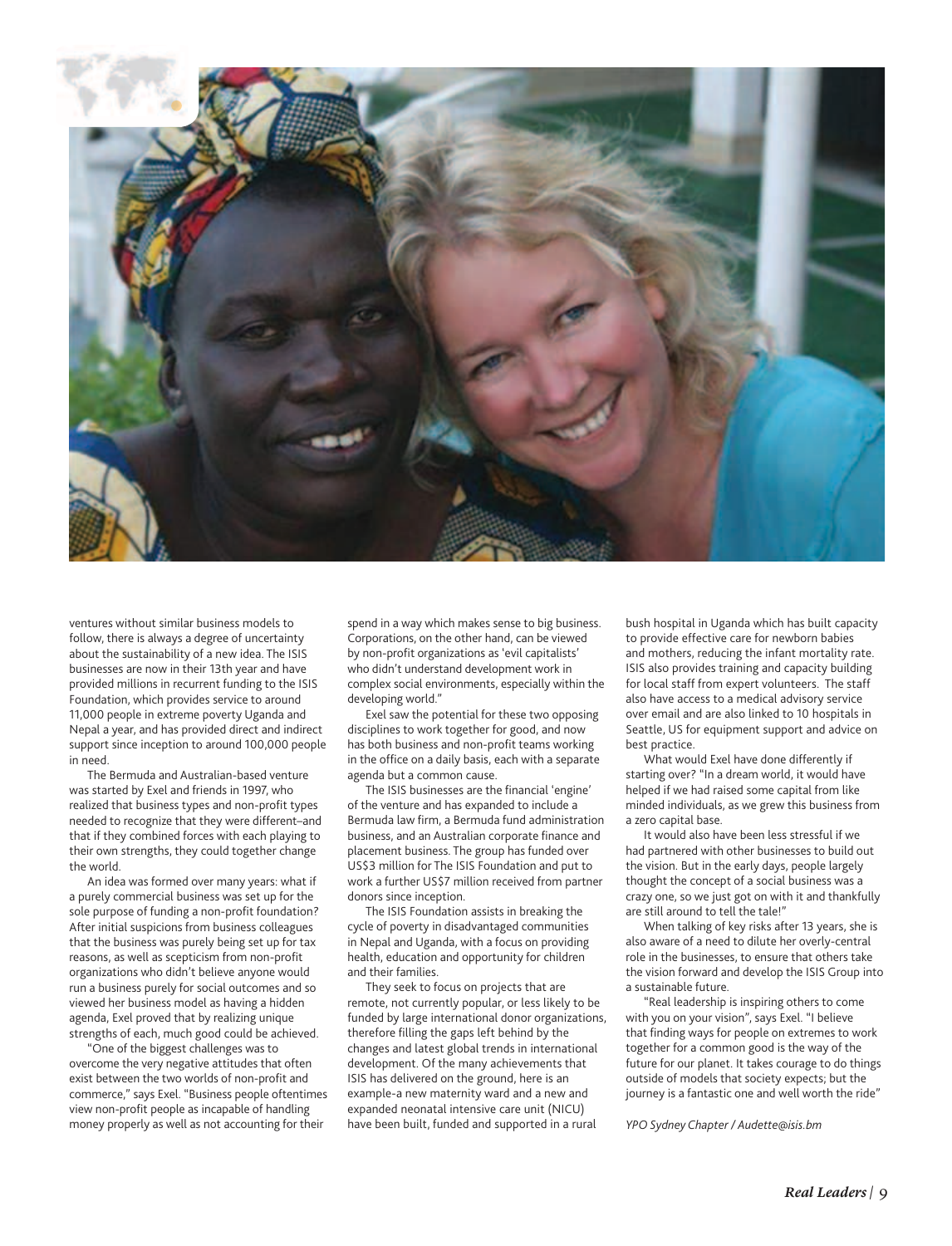ventures without similar business models to follow, there is always a degree of uncertainty about the sustainability of a new idea. The ISIS businesses are now in their 13th year and have provided millions in recurrent funding to the ISIS Foundation, which provides service to around 11,000 people in extreme poverty Uganda and Nepal a year, and has provided direct and indirect support since inception to around 100,000 people in need.

The Bermuda and Australian-based venture was started by Exel and friends in 1997, who realized that business types and non-profit types needed to recognize that they were different–and that if they combined forces with each playing to their own strengths, they could together change the world.

An idea was formed over many years: what if a purely commercial business was set up for the sole purpose of funding a non-profit foundation? After initial suspicions from business colleagues that the business was purely being set up for tax reasons, as well as scepticism from non-profit organizations who didn't believe anyone would run a business purely for social outcomes and so viewed her business model as having a hidden agenda, Exel proved that by realizing unique strengths of each, much good could be achieved.

"One of the biggest challenges was to overcome the very negative attitudes that often exist between the two worlds of non-profit and commerce," says Exel. "Business people oftentimes view non-profit people as incapable of handling money properly as well as not accounting for their spend in a way which makes sense to big business. Corporations, on the other hand, can be viewed by non-profit organizations as 'evil capitalists' who didn't understand development work in complex social environments, especially within the developing world."

Exel saw the potential for these two opposing disciplines to work together for good, and now has both business and non-profit teams working in the office on a daily basis, each with a separate agenda but a common cause.

The ISIS businesses are the financial 'engine' of the venture and has expanded to include a Bermuda law firm, a Bermuda fund administration business, and an Australian corporate finance and placement business. The group has funded over US$3 million for The ISIS Foundation and put to work a further US$7 million received from partner donors since inception.

The ISIS Foundation assists in breaking the cycle of poverty in disadvantaged communities in Nepal and Uganda, with a focus on providing health, education and opportunity for children and their families.

They seek to focus on projects that are remote, not currently popular, or less likely to be funded by large international donor organizations, therefore filling the gaps left behind by the changes and latest global trends in international development. Of the many achievements that ISIS has delivered on the ground, here is an example-a new maternity ward and a new and expanded neonatal intensive care unit (NICU) have been built, funded and supported in a rural bush hospital in Uganda which has built capacity to provide effective care for newborn babies and mothers, reducing the infant mortality rate. ISIS also provides training and capacity building for local staff from expert volunteers. The staff also have access to a medical advisory service over email and are also linked to 10 hospitals in Seattle, US for equipment support and advice on best practice.

What would Exel have done differently if starting over? "In a dream world, it would have helped if we had raised some capital from like minded individuals, as we grew this business from a zero capital base.

It would also have been less stressful if we had partnered with other businesses to build out the vision. But in the early days, people largely thought the concept of a social business was a crazy one, so we just got on with it and thankfully are still around to tell the tale!"

When talking of key risks after 13 years, she is also aware of a need to dilute her overly-central role in the businesses, to ensure that others take the vision forward and develop the ISIS Group into a sustainable future.

"Real leadership is inspiring others to come with you on your vision", says Exel. "I believe that finding ways for people on extremes to work together for a common good is the way of the future for our planet. It takes courage to do things outside of models that society expects; but the journey is a fantastic one and well worth the ride"

*YPO Sydney Chapter / Audette@isis.bm*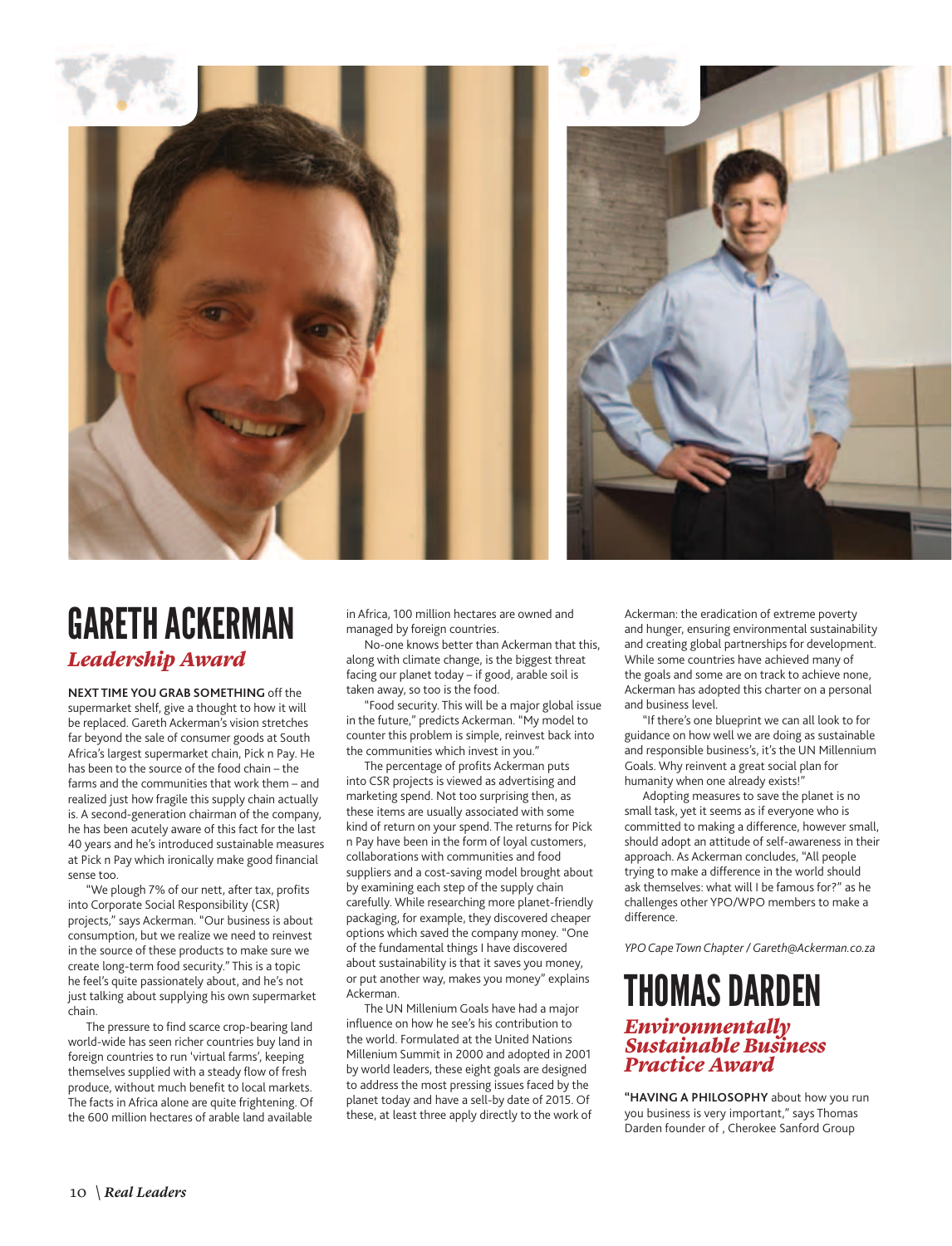# GARETH ACKERMAN

## *Leadership Award*

**NEXT TIME YOU GRAB SOMETHING** off the supermarket shelf, give a thought to how it will be replaced. Gareth Ackerman's vision stretches far beyond the sale of consumer goods at South Africa's largest supermarket chain, Pick n Pay. He has been to the source of the food chain – the farms and the communities that work them – and realized just how fragile this supply chain actually is. A second-generation chairman of the company, he has been acutely aware of this fact for the last 40 years and he's introduced sustainable measures at Pick n Pay which ironically make good financial sense too.

"We plough 7% of our nett, after tax, profits into Corporate Social Responsibility (CSR) projects," says Ackerman. "Our business is about consumption, but we realize we need to reinvest in the source of these products to make sure we create long-term food security." This is a topic he feel's quite passionately about, and he's not just talking about supplying his own supermarket chain.

The pressure to find scarce crop-bearing land world-wide has seen richer countries buy land in foreign countries to run 'virtual farms', keeping themselves supplied with a steady flow of fresh produce, without much benefit to local markets. The facts in Africa alone are quite frightening. Of the 600 million hectares of arable land available in Africa, 100 million hectares are owned and managed by foreign countries.

No-one knows better than Ackerman that this, along with climate change, is the biggest threat facing our planet today – if good, arable soil is taken away, so too is the food.

"Food security. This will be a major global issue in the future," predicts Ackerman. "My model to counter this problem is simple, reinvest back into the communities which invest in you."

The percentage of profits Ackerman puts into CSR projects is viewed as advertising and marketing spend. Not too surprising then, as these items are usually associated with some kind of return on your spend. The returns for Pick n Pay have been in the form of loyal customers, collaborations with communities and food suppliers and a cost-saving model brought about by examining each step of the supply chain carefully. While researching more planet-friendly packaging, for example, they discovered cheaper options which saved the company money. "One of the fundamental things I have discovered about sustainability is that it saves you money, or put another way, makes you money" explains Ackerman.

The UN Millenium Goals have had a major influence on how he see's his contribution to the world. Formulated at the United Nations Millenium Summit in 2000 and adopted in 2001 by world leaders, these eight goals are designed to address the most pressing issues faced by the planet today and have a sell-by date of 2015. Of these, at least three apply directly to the work of Ackerman: the eradication of extreme poverty and hunger, ensuring environmental sustainability and creating global partnerships for development. While some countries have achieved many of the goals and some are on track to achieve none, Ackerman has adopted this charter on a personal and business level.

"If there's one blueprint we can all look to for guidance on how well we are doing as sustainable and responsible business's, it's the UN Millennium Goals. Why reinvent a great social plan for humanity when one already exists!"

Adopting measures to save the planet is no small task, yet it seems as if everyone who is committed to making a difference, however small, should adopt an attitude of self-awareness in their approach. As Ackerman concludes, "All people trying to make a difference in the world should ask themselves: what will I be famous for?" as he challenges other YPO/WPO members to make a difference.

*YPO Cape Town Chapter / Gareth@Ackerman.co.za*

# THOMAS DARDEN

## *Environmentally Sustainable Business Practice Award*

**"HAVING A PHILOSOPHY** about how you run you business is very important," says Thomas Darden founder of , Cherokee Sanford Group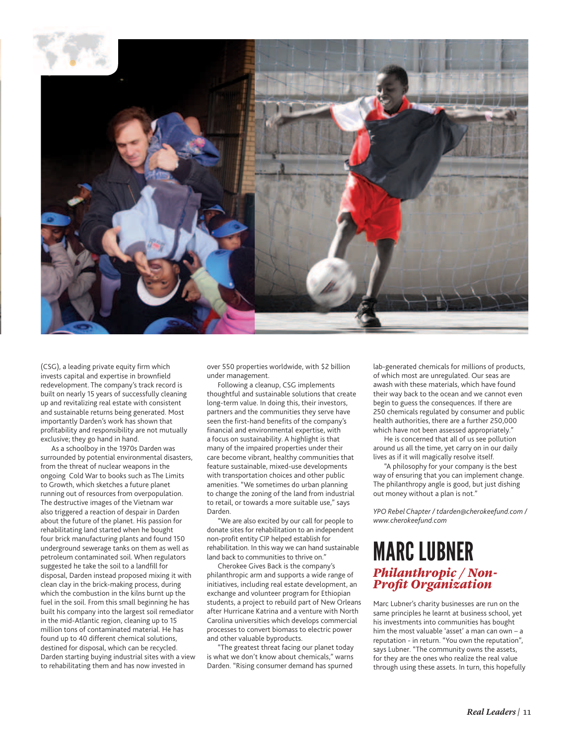(CSG), a leading private equity firm which invests capital and expertise in brownfield redevelopment. The company's track record is built on nearly 15 years of successfully cleaning up and revitalizing real estate with consistent and sustainable returns being generated. Most importantly Darden's work has shown that profitability and responsibility are not mutually exclusive; they go hand in hand.

As a schoolboy in the 1970s Darden was surrounded by potential environmental disasters, from the threat of nuclear weapons in the ongoing Cold War to books such as The Limits to Growth, which sketches a future planet running out of resources from overpopulation. The destructive images of the Vietnam war also triggered a reaction of despair in Darden about the future of the planet. His passion for rehabilitating land started when he bought four brick manufacturing plants and found 150 underground sewerage tanks on them as well as petroleum contaminated soil. When regulators suggested he take the soil to a landfill for disposal, Darden instead proposed mixing it with clean clay in the brick-making process, during which the combustion in the kilns burnt up the fuel in the soil. From this small beginning he has built his company into the largest soil remediator in the mid-Atlantic region, cleaning up to 15 million tons of contaminated material. He has found up to 40 different chemical solutions, destined for disposal, which can be recycled. Darden starting buying industrial sites with a view to rehabilitating them and has now invested in over 550 properties worldwide, with $2 billion under management.

Following a cleanup, CSG implements thoughtful and sustainable solutions that create long-term value. In doing this, their investors, partners and the communities they serve have seen the first-hand benefits of the company's financial and environmental expertise, with a focus on sustainability. A highlight is that many of the impaired properties under their care become vibrant, healthy communities that feature sustainable, mixed-use developments with transportation choices and other public amenities. "We sometimes do urban planning to change the zoning of the land from industrial to retail, or towards a more suitable use," says Darden.

"We are also excited by our call for people to donate sites for rehabilitation to an independent non-profit entity CIP helped establish for rehabilitation. In this way we can hand sustainable land back to communities to thrive on."

Cherokee Gives Back is the company's philanthropic arm and supports a wide range of initiatives, including real estate development, an exchange and volunteer program for Ethiopian students, a project to rebuild part of New Orleans after Hurricane Katrina and a venture with North Carolina universities which develops commercial processes to convert biomass to electric power and other valuable byproducts.

"The greatest threat facing our planet today is what we don't know about chemicals," warns Darden. "Rising consumer demand has spurned lab-generated chemicals for millions of products, of which most are unregulated. Our seas are awash with these materials, which have found their way back to the ocean and we cannot even begin to guess the consequences. If there are 250 chemicals regulated by consumer and public health authorities, there are a further 250,000 which have not been assessed appropriately."

He is concerned that all of us see pollution around us all the time, yet carry on in our daily lives as if it will magically resolve itself.

"A philosophy for your company is the best way of ensuring that you can implement change. The philanthropy angle is good, but just dishing out money without a plan is not."

*YPO Rebel Chapter / tdarden@cherokeefund.com / www.cherokeefund.com*

## MARC LUBNER

### *Philanthropic / Non-Profit Organization*

Marc Lubner's charity businesses are run on the same principles he learnt at business school, yet his investments into communities has bought him the most valuable 'asset' a man can own – a reputation - in return. "You own the reputation", says Lubner. "The community owns the assets, for they are the ones who realize the real value through using these assets. In turn, this hopefully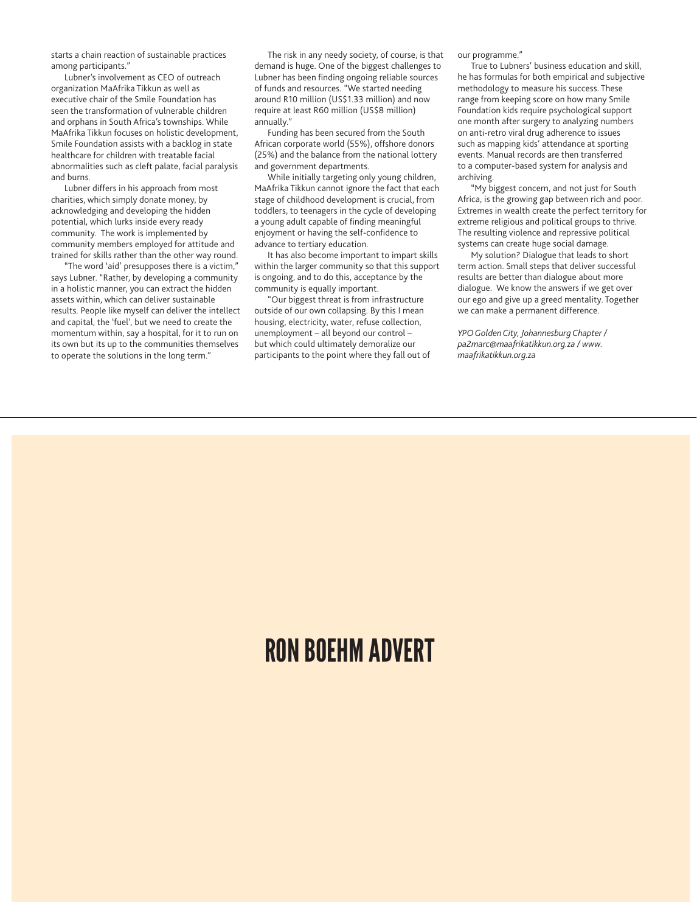starts a chain reaction of sustainable practices among participants."

Lubner's involvement as CEO of outreach organization MaAfrika Tikkun as well as executive chair of the Smile Foundation has seen the transformation of vulnerable children and orphans in South Africa's townships. While MaAfrika Tikkun focuses on holistic development, Smile Foundation assists with a backlog in state healthcare for children with treatable facial abnormalities such as cleft palate, facial paralysis and burns.

Lubner differs in his approach from most charities, which simply donate money, by acknowledging and developing the hidden potential, which lurks inside every ready community. The work is implemented by community members employed for attitude and trained for skills rather than the other way round.

"The word 'aid' presupposes there is a victim," says Lubner. "Rather, by developing a community in a holistic manner, you can extract the hidden assets within, which can deliver sustainable results. People like myself can deliver the intellect and capital, the 'fuel', but we need to create the momentum within, say a hospital, for it to run on its own but its up to the communities themselves to operate the solutions in the long term."

The risk in any needy society, of course, is that demand is huge. One of the biggest challenges to Lubner has been finding ongoing reliable sources of funds and resources. "We started needing around R10 million (US$1.33 million) and now require at least R60 million (US$8 million) annually."

Funding has been secured from the South African corporate world (55%), offshore donors (25%) and the balance from the national lottery and government departments.

While initially targeting only young children, MaAfrika Tikkun cannot ignore the fact that each stage of childhood development is crucial, from toddlers, to teenagers in the cycle of developing a young adult capable of finding meaningful enjoyment or having the self-confidence to advance to tertiary education.

It has also become important to impart skills within the larger community so that this support is ongoing, and to do this, acceptance by the community is equally important.

"Our biggest threat is from infrastructure outside of our own collapsing. By this I mean housing, electricity, water, refuse collection, unemployment – all beyond our control – but which could ultimately demoralize our participants to the point where they fall out of our programme."

True to Lubners' business education and skill, he has formulas for both empirical and subjective methodology to measure his success. These range from keeping score on how many Smile Foundation kids require psychological support one month after surgery to analyzing numbers on anti-retro viral drug adherence to issues such as mapping kids' attendance at sporting events. Manual records are then transferred to a computer-based system for analysis and archiving.

"My biggest concern, and not just for South Africa, is the growing gap between rich and poor. Extremes in wealth create the perfect territory for extreme religious and political groups to thrive. The resulting violence and repressive political systems can create huge social damage.

My solution? Dialogue that leads to short term action. Small steps that deliver successful results are better than dialogue about more dialogue. We know the answers if we get over our ego and give up a greed mentality. Together we can make a permanent difference.

*YPO Golden City, Johannesburg Chapter / pa2marc@maafrikatikkun.org.za / www.maafrikatikkun.org.za*

# RON BOEHM ADVERT